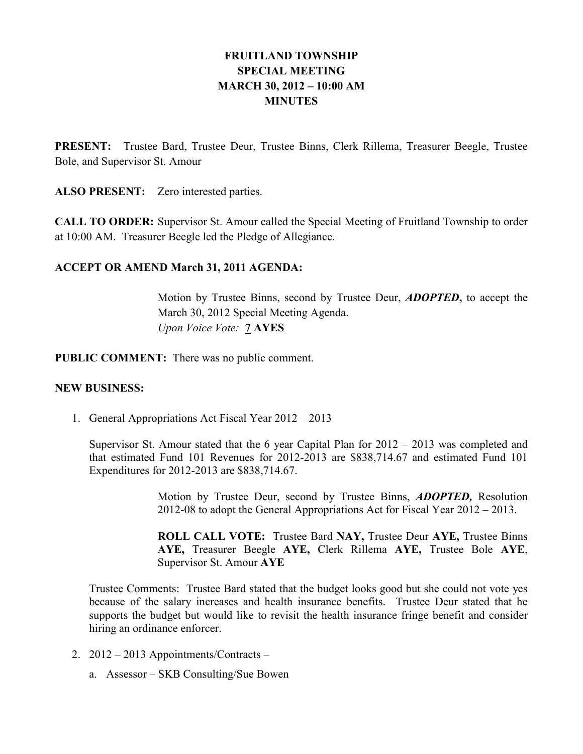# FRUITLAND TOWNSHIP
## SPECIAL MEETING
## MARCH 30, 2012 – 10:00 AM
## MINUTES

**PRESENT:** Trustee Bard, Trustee Deur, Trustee Binns, Clerk Rillema, Treasurer Beegle, Trustee Bole, and Supervisor St. Amour

**ALSO PRESENT:** Zero interested parties.

**CALL TO ORDER:** Supervisor St. Amour called the Special Meeting of Fruitland Township to order at 10:00 AM. Treasurer Beegle led the Pledge of Allegiance.

**ACCEPT OR AMEND March 31, 2011 AGENDA:**

> Motion by Trustee Binns, second by Trustee Deur, ***ADOPTED***, to accept the March 30, 2012 Special Meeting Agenda.
> *Upon Voice Vote:* **7 AYES**

**PUBLIC COMMENT:** There was no public comment.

**NEW BUSINESS:**

1. General Appropriations Act Fiscal Year 2012 – 2013

   Supervisor St. Amour stated that the 6 year Capital Plan for 2012 – 2013 was completed and that estimated Fund 101 Revenues for 2012-2013 are $838,714.67 and estimated Fund 101 Expenditures for 2012-2013 are $838,714.67.

   > Motion by Trustee Deur, second by Trustee Binns, ***ADOPTED,*** Resolution 2012-08 to adopt the General Appropriations Act for Fiscal Year 2012 – 2013.
   >
   > **ROLL CALL VOTE:** Trustee Bard **NAY,** Trustee Deur **AYE,** Trustee Binns **AYE,** Treasurer Beegle **AYE,** Clerk Rillema **AYE,** Trustee Bole **AYE**, Supervisor St. Amour **AYE**

   Trustee Comments: Trustee Bard stated that the budget looks good but she could not vote yes because of the salary increases and health insurance benefits. Trustee Deur stated that he supports the budget but would like to revisit the health insurance fringe benefit and consider hiring an ordinance enforcer.

2. 2012 – 2013 Appointments/Contracts –
   a. Assessor – SKB Consulting/Sue Bowen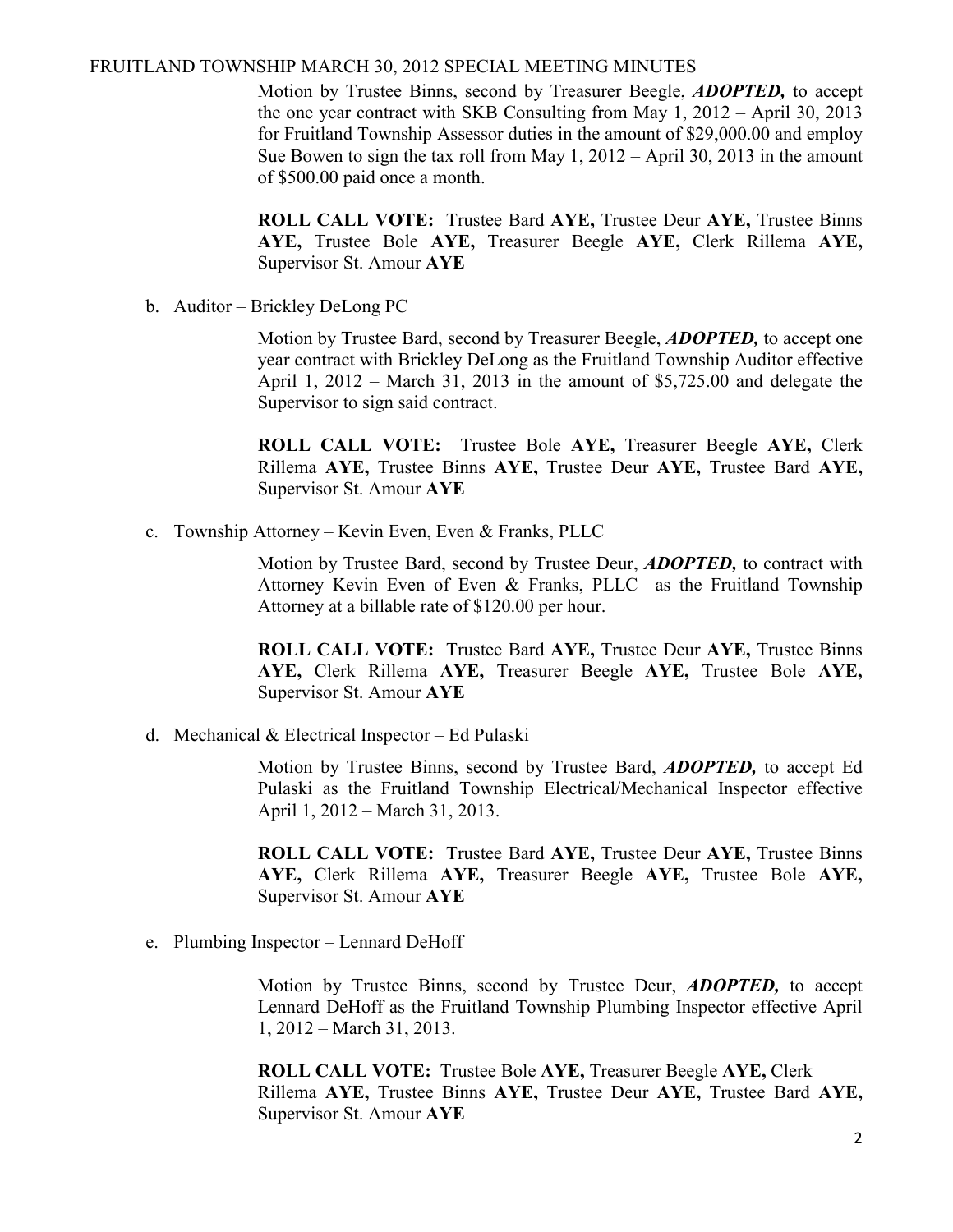Motion by Trustee Binns, second by Treasurer Beegle, ***ADOPTED,*** to accept the one year contract with SKB Consulting from May 1, 2012 – April 30, 2013 for Fruitland Township Assessor duties in the amount of $29,000.00 and employ Sue Bowen to sign the tax roll from May 1, 2012 – April 30, 2013 in the amount of $500.00 paid once a month.

**ROLL CALL VOTE:** Trustee Bard **AYE,** Trustee Deur **AYE,** Trustee Binns **AYE,** Trustee Bole **AYE,** Treasurer Beegle **AYE,** Clerk Rillema **AYE,** Supervisor St. Amour **AYE**

b. Auditor – Brickley DeLong PC

Motion by Trustee Bard, second by Treasurer Beegle, ***ADOPTED,*** to accept one year contract with Brickley DeLong as the Fruitland Township Auditor effective April 1, 2012 – March 31, 2013 in the amount of $5,725.00 and delegate the Supervisor to sign said contract.

**ROLL CALL VOTE:** Trustee Bole **AYE,** Treasurer Beegle **AYE,** Clerk Rillema **AYE,** Trustee Binns **AYE,** Trustee Deur **AYE,** Trustee Bard **AYE,** Supervisor St. Amour **AYE**

c. Township Attorney – Kevin Even, Even & Franks, PLLC

Motion by Trustee Bard, second by Trustee Deur, ***ADOPTED,*** to contract with Attorney Kevin Even of Even & Franks, PLLC as the Fruitland Township Attorney at a billable rate of $120.00 per hour.

**ROLL CALL VOTE:** Trustee Bard **AYE,** Trustee Deur **AYE,** Trustee Binns **AYE,** Clerk Rillema **AYE,** Treasurer Beegle **AYE,** Trustee Bole **AYE,** Supervisor St. Amour **AYE**

d. Mechanical & Electrical Inspector – Ed Pulaski

Motion by Trustee Binns, second by Trustee Bard, ***ADOPTED,*** to accept Ed Pulaski as the Fruitland Township Electrical/Mechanical Inspector effective April 1, 2012 – March 31, 2013.

**ROLL CALL VOTE:** Trustee Bard **AYE,** Trustee Deur **AYE,** Trustee Binns **AYE,** Clerk Rillema **AYE,** Treasurer Beegle **AYE,** Trustee Bole **AYE,** Supervisor St. Amour **AYE**

e. Plumbing Inspector – Lennard DeHoff

Motion by Trustee Binns, second by Trustee Deur, ***ADOPTED,*** to accept Lennard DeHoff as the Fruitland Township Plumbing Inspector effective April 1, 2012 – March 31, 2013.

**ROLL CALL VOTE:** Trustee Bole **AYE,** Treasurer Beegle **AYE,** Clerk Rillema **AYE,** Trustee Binns **AYE,** Trustee Deur **AYE,** Trustee Bard **AYE,** Supervisor St. Amour **AYE**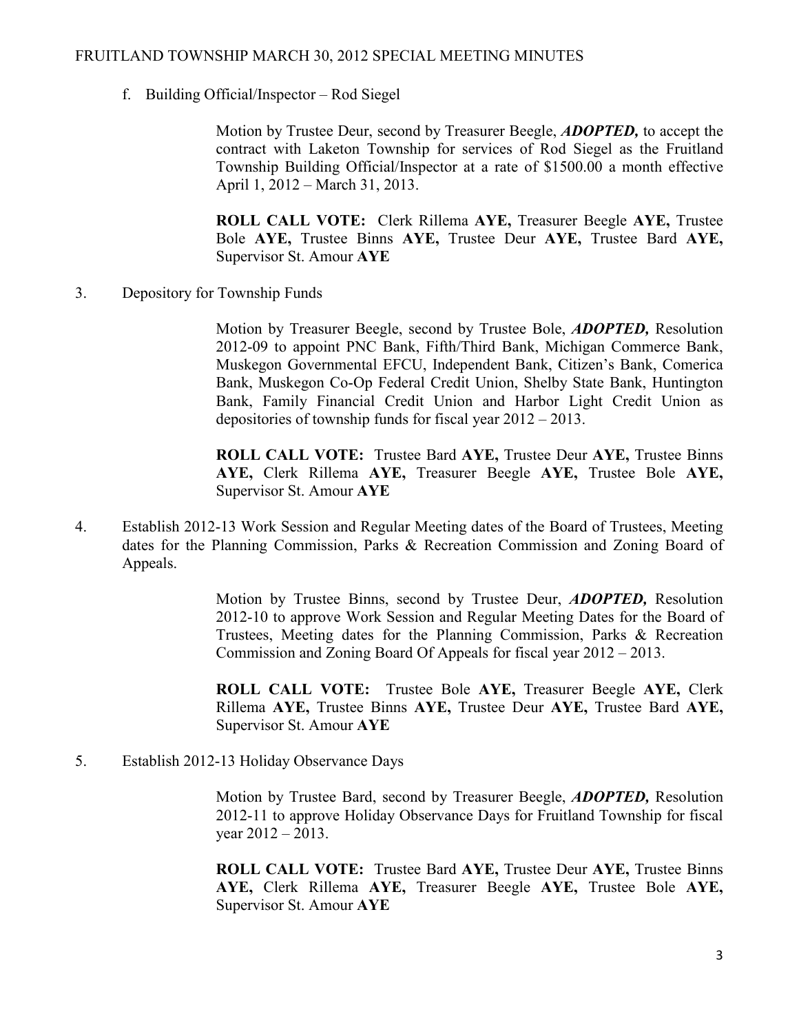f. Building Official/Inspector – Rod Siegel

Motion by Trustee Deur, second by Treasurer Beegle, ***ADOPTED,*** to accept the contract with Laketon Township for services of Rod Siegel as the Fruitland Township Building Official/Inspector at a rate of $1500.00 a month effective April 1, 2012 – March 31, 2013.

**ROLL CALL VOTE:** Clerk Rillema **AYE,** Treasurer Beegle **AYE,** Trustee Bole **AYE,** Trustee Binns **AYE,** Trustee Deur **AYE,** Trustee Bard **AYE,** Supervisor St. Amour **AYE**

3. Depository for Township Funds

Motion by Treasurer Beegle, second by Trustee Bole, ***ADOPTED,*** Resolution 2012-09 to appoint PNC Bank, Fifth/Third Bank, Michigan Commerce Bank, Muskegon Governmental EFCU, Independent Bank, Citizen's Bank, Comerica Bank, Muskegon Co-Op Federal Credit Union, Shelby State Bank, Huntington Bank, Family Financial Credit Union and Harbor Light Credit Union as depositories of township funds for fiscal year 2012 – 2013.

**ROLL CALL VOTE:** Trustee Bard **AYE,** Trustee Deur **AYE,** Trustee Binns **AYE,** Clerk Rillema **AYE,** Treasurer Beegle **AYE,** Trustee Bole **AYE,** Supervisor St. Amour **AYE**

4. Establish 2012-13 Work Session and Regular Meeting dates of the Board of Trustees, Meeting dates for the Planning Commission, Parks & Recreation Commission and Zoning Board of Appeals.

Motion by Trustee Binns, second by Trustee Deur, ***ADOPTED,*** Resolution 2012-10 to approve Work Session and Regular Meeting Dates for the Board of Trustees, Meeting dates for the Planning Commission, Parks & Recreation Commission and Zoning Board Of Appeals for fiscal year 2012 – 2013.

**ROLL CALL VOTE:** Trustee Bole **AYE,** Treasurer Beegle **AYE,** Clerk Rillema **AYE,** Trustee Binns **AYE,** Trustee Deur **AYE,** Trustee Bard **AYE,** Supervisor St. Amour **AYE**

5. Establish 2012-13 Holiday Observance Days

Motion by Trustee Bard, second by Treasurer Beegle, ***ADOPTED,*** Resolution 2012-11 to approve Holiday Observance Days for Fruitland Township for fiscal year 2012 – 2013.

**ROLL CALL VOTE:** Trustee Bard **AYE,** Trustee Deur **AYE,** Trustee Binns **AYE,** Clerk Rillema **AYE,** Treasurer Beegle **AYE,** Trustee Bole **AYE,** Supervisor St. Amour **AYE**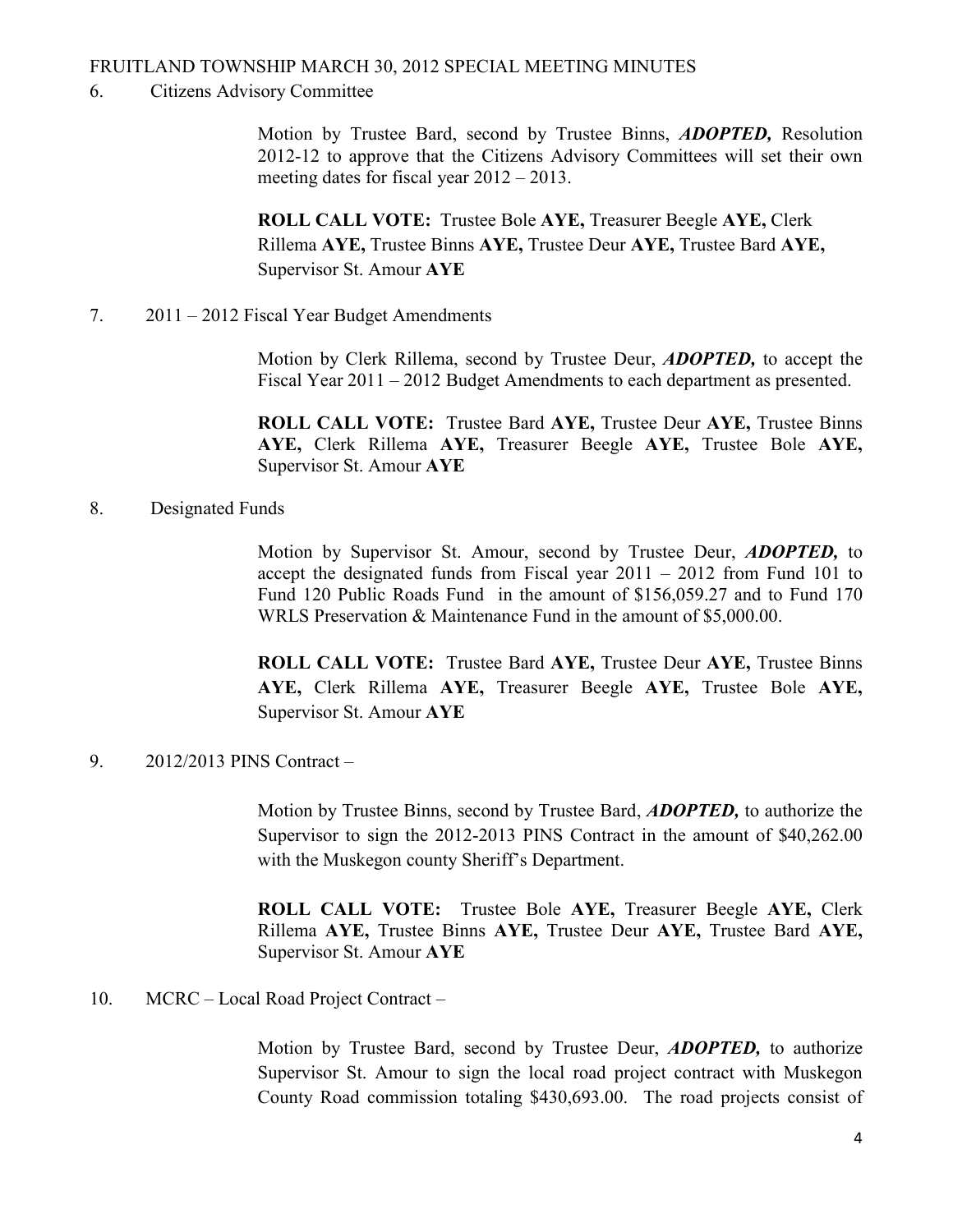6. Citizens Advisory Committee

Motion by Trustee Bard, second by Trustee Binns, ***ADOPTED,*** Resolution 2012-12 to approve that the Citizens Advisory Committees will set their own meeting dates for fiscal year 2012 – 2013.

**ROLL CALL VOTE:** Trustee Bole **AYE,** Treasurer Beegle **AYE,** Clerk Rillema **AYE,** Trustee Binns **AYE,** Trustee Deur **AYE,** Trustee Bard **AYE,** Supervisor St. Amour **AYE**

7. 2011 – 2012 Fiscal Year Budget Amendments

Motion by Clerk Rillema, second by Trustee Deur, ***ADOPTED,*** to accept the Fiscal Year 2011 – 2012 Budget Amendments to each department as presented.

**ROLL CALL VOTE:** Trustee Bard **AYE,** Trustee Deur **AYE,** Trustee Binns **AYE,** Clerk Rillema **AYE,** Treasurer Beegle **AYE,** Trustee Bole **AYE,** Supervisor St. Amour **AYE**

8. Designated Funds

Motion by Supervisor St. Amour, second by Trustee Deur, ***ADOPTED,*** to accept the designated funds from Fiscal year 2011 – 2012 from Fund 101 to Fund 120 Public Roads Fund in the amount of $156,059.27 and to Fund 170 WRLS Preservation & Maintenance Fund in the amount of $5,000.00.

**ROLL CALL VOTE:** Trustee Bard **AYE,** Trustee Deur **AYE,** Trustee Binns **AYE,** Clerk Rillema **AYE,** Treasurer Beegle **AYE,** Trustee Bole **AYE,** Supervisor St. Amour **AYE**

9. 2012/2013 PINS Contract –

Motion by Trustee Binns, second by Trustee Bard, ***ADOPTED,*** to authorize the Supervisor to sign the 2012-2013 PINS Contract in the amount of $40,262.00 with the Muskegon county Sheriff's Department.

**ROLL CALL VOTE:** Trustee Bole **AYE,** Treasurer Beegle **AYE,** Clerk Rillema **AYE,** Trustee Binns **AYE,** Trustee Deur **AYE,** Trustee Bard **AYE,** Supervisor St. Amour **AYE**

10. MCRC – Local Road Project Contract –

Motion by Trustee Bard, second by Trustee Deur, ***ADOPTED,*** to authorize Supervisor St. Amour to sign the local road project contract with Muskegon County Road commission totaling $430,693.00. The road projects consist of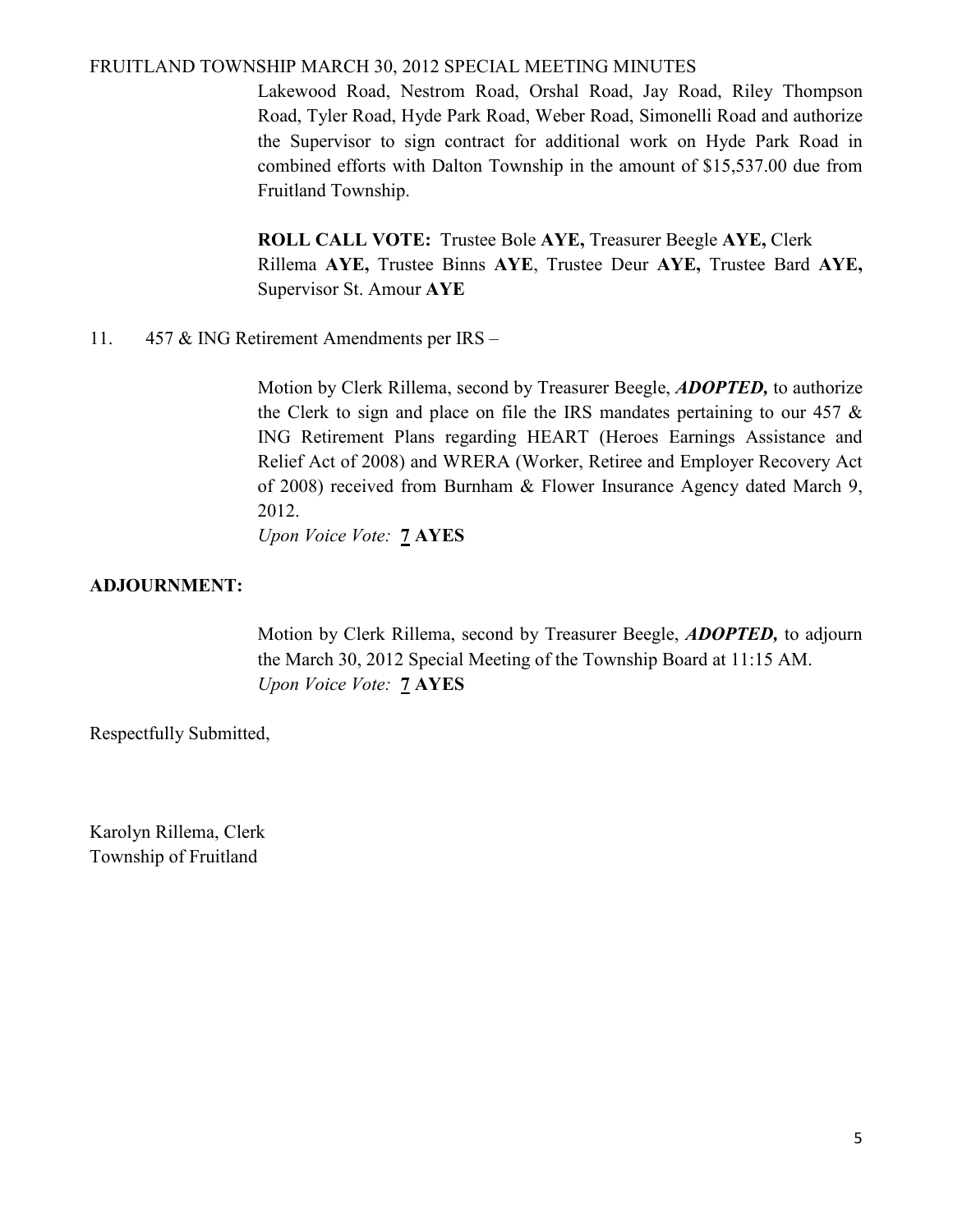Lakewood Road, Nestrom Road, Orshal Road, Jay Road, Riley Thompson Road, Tyler Road, Hyde Park Road, Weber Road, Simonelli Road and authorize the Supervisor to sign contract for additional work on Hyde Park Road in combined efforts with Dalton Township in the amount of $15,537.00 due from Fruitland Township.

**ROLL CALL VOTE:** Trustee Bole **AYE,** Treasurer Beegle **AYE,** Clerk Rillema **AYE,** Trustee Binns **AYE**, Trustee Deur **AYE,** Trustee Bard **AYE,** Supervisor St. Amour **AYE**

11. 457 & ING Retirement Amendments per IRS –

Motion by Clerk Rillema, second by Treasurer Beegle, ***ADOPTED,*** to authorize the Clerk to sign and place on file the IRS mandates pertaining to our 457 & ING Retirement Plans regarding HEART (Heroes Earnings Assistance and Relief Act of 2008) and WRERA (Worker, Retiree and Employer Recovery Act of 2008) received from Burnham & Flower Insurance Agency dated March 9, 2012.
*Upon Voice Vote:* **7 AYES**

**ADJOURNMENT:**

Motion by Clerk Rillema, second by Treasurer Beegle, ***ADOPTED,*** to adjourn the March 30, 2012 Special Meeting of the Township Board at 11:15 AM.
*Upon Voice Vote:* **7 AYES**

Respectfully Submitted,

Karolyn Rillema, Clerk
Township of Fruitland